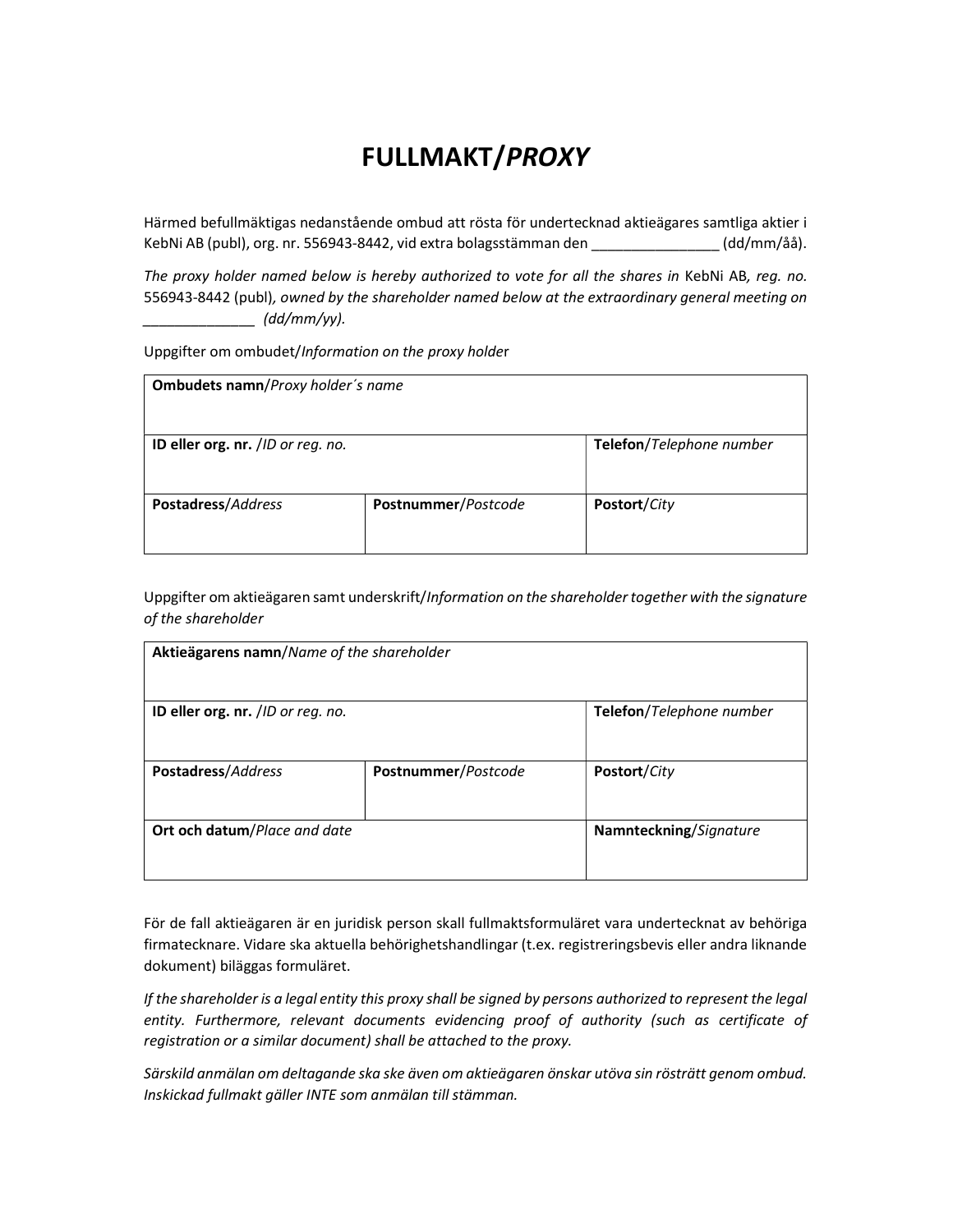# FULLMAKT/*PROXY*

Härmed befullmäktigas nedanstående ombud att rösta för undertecknad aktieägares samtliga aktier i KebNi AB (publ), org. nr. 556943-8442, vid extra bolagsstämman den _______________ (dd/mm/åå).

*The proxy holder named below is hereby authorized to vote for all the shares in* KebNi AB*, reg. no.* 556943-8442 (publ)*, owned by the shareholder named below at the extraordinary general meeting on _____________ (dd/mm/yy).*

Uppgifter om ombudet/*Information on the proxy holder*

| **Ombudets namn**/*Proxy holder´s name* | | |
|---|---|---|
| **ID eller org. nr.** /*ID or reg. no.* | | **Telefon**/*Telephone number* |
| **Postadress**/*Address* | **Postnummer**/*Postcode* | **Postort**/*City* |

Uppgifter om aktieägaren samt underskrift/*Information on the shareholder together with the signature of the shareholder*

| **Aktieägarens namn**/*Name of the shareholder* | | |
|---|---|---|
| **ID eller org. nr.** /*ID or reg. no.* | | **Telefon**/*Telephone number* |
| **Postadress**/*Address* | **Postnummer**/*Postcode* | **Postort**/*City* |
| **Ort och datum**/*Place and date* | | **Namnteckning**/*Signature* |

För de fall aktieägaren är en juridisk person skall fullmaktsformuläret vara undertecknat av behöriga firmatecknare. Vidare ska aktuella behörighetshandlingar (t.ex. registreringsbevis eller andra liknande dokument) biläggas formuläret.

*If the shareholder is a legal entity this proxy shall be signed by persons authorized to represent the legal entity. Furthermore, relevant documents evidencing proof of authority (such as certificate of registration or a similar document) shall be attached to the proxy.*

*Särskild anmälan om deltagande ska ske även om aktieägaren önskar utöva sin rösträtt genom ombud. Inskickad fullmakt gäller INTE som anmälan till stämman.*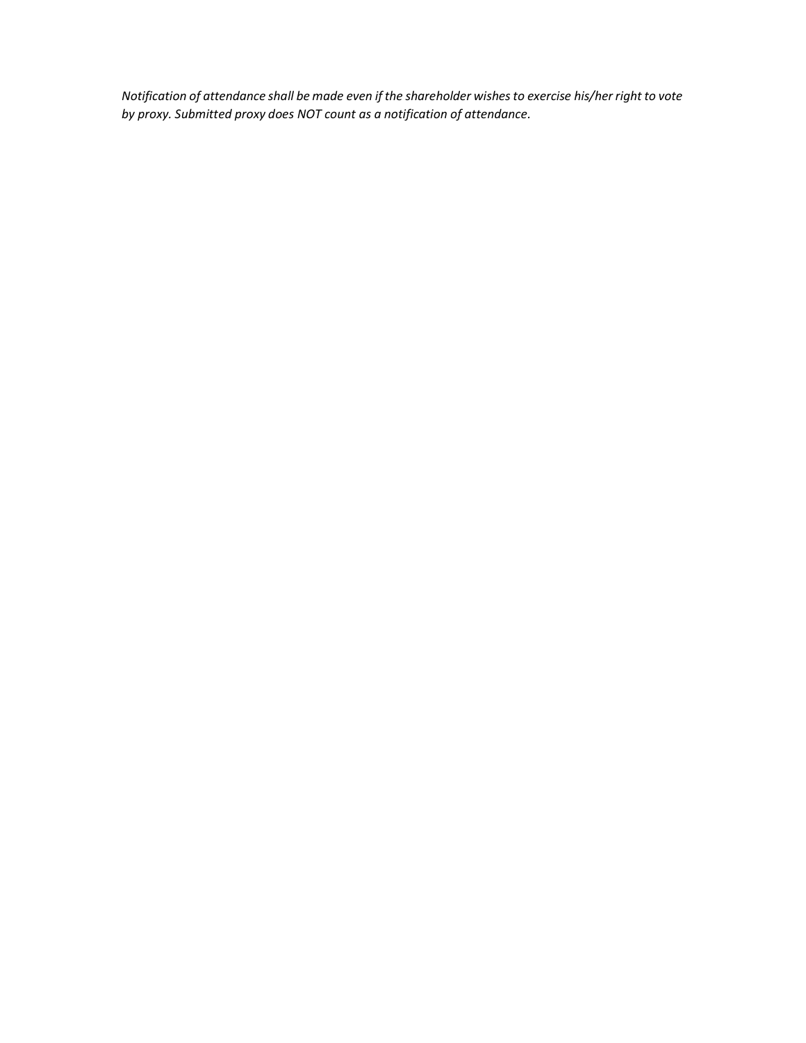*Notification of attendance shall be made even if the shareholder wishes to exercise his/her right to vote by proxy. Submitted proxy does NOT count as a notification of attendance.*